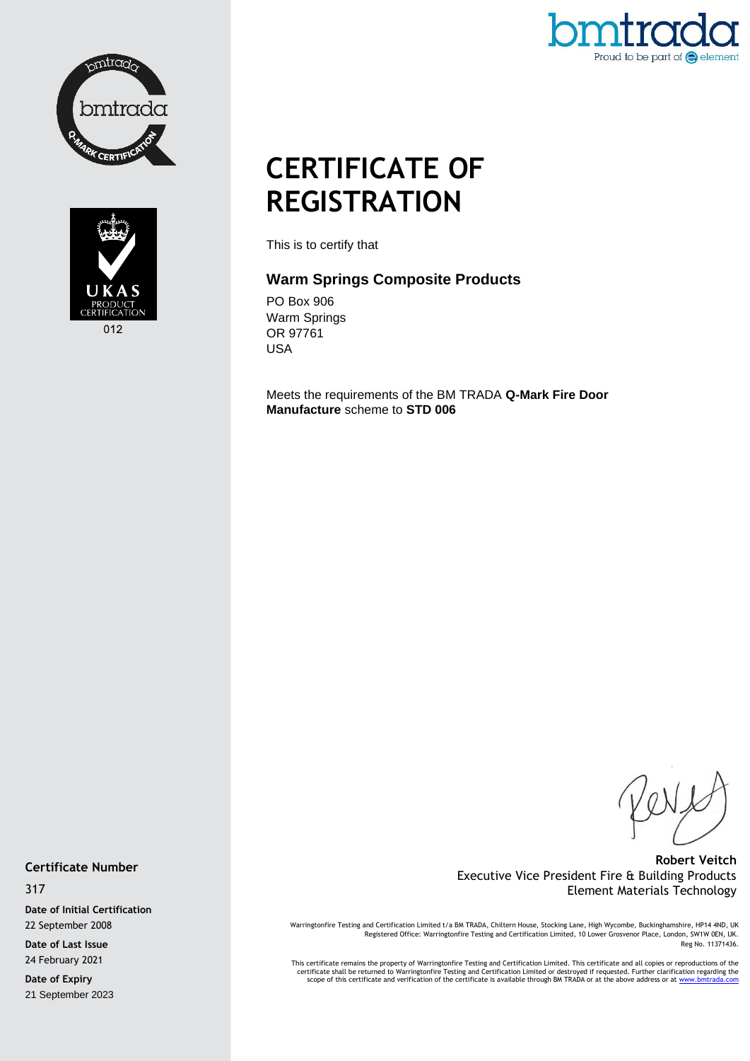# CERTIFICATE OF REGISTRATION

This is to certify that

## Warm Springs Composite Products

PO Box 906
Warm Springs
OR 97761
USA

Meets the requirements of the BM TRADA **Q-Mark Fire Door Manufacture** scheme to **STD 006**

**Robert Veitch**
Executive Vice President Fire & Building Products
Element Materials Technology

**Certificate Number**
317

**Date of Initial Certification**
22 September 2008

**Date of Last Issue**
24 February 2021

**Date of Expiry**
21 September 2023

Warringtonfire Testing and Certification Limited t/a BM TRADA, Chiltern House, Stocking Lane, High Wycombe, Buckinghamshire, HP14 4ND, UK
Registered Office: Warringtonfire Testing and Certification Limited, 10 Lower Grosvenor Place, London, SW1W 0EN, UK.
Reg No. 11371436.

This certificate remains the property of Warringtonfire Testing and Certification Limited. This certificate and all copies or reproductions of the certificate shall be returned to Warringtonfire Testing and Certification Limited or destroyed if requested. Further clarification regarding the scope of this certificate and verification of the certificate is available through BM TRADA or at the above address or at www.bmtrada.com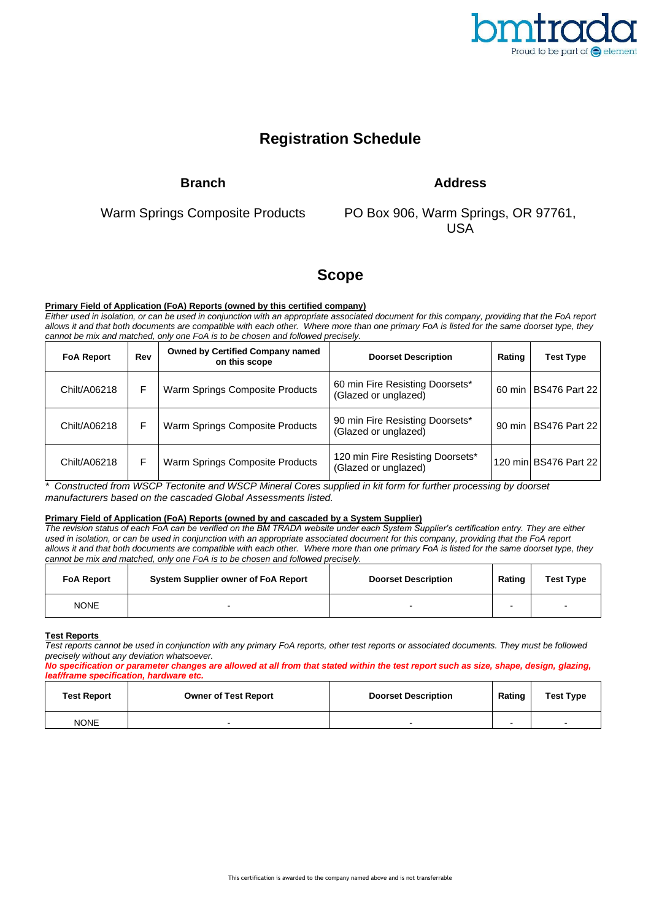# Registration Schedule

| Branch | Address |
|---|---|
| Warm Springs Composite Products | PO Box 906, Warm Springs, OR 97761, USA |

## Scope

**Primary Field of Application (FoA) Reports (owned by this certified company)**

*Either used in isolation, or can be used in conjunction with an appropriate associated document for this company, providing that the FoA report allows it and that both documents are compatible with each other. Where more than one primary FoA is listed for the same doorset type, they cannot be mix and matched, only one FoA is to be chosen and followed precisely.*

| FoA Report | Rev | Owned by Certified Company named on this scope | Doorset Description | Rating | Test Type |
|---|---|---|---|---|---|
| Chilt/A06218 | F | Warm Springs Composite Products | 60 min Fire Resisting Doorsets* (Glazed or unglazed) | 60 min | BS476 Part 22 |
| Chilt/A06218 | F | Warm Springs Composite Products | 90 min Fire Resisting Doorsets* (Glazed or unglazed) | 90 min | BS476 Part 22 |
| Chilt/A06218 | F | Warm Springs Composite Products | 120 min Fire Resisting Doorsets* (Glazed or unglazed) | 120 min | BS476 Part 22 |

*\* Constructed from WSCP Tectonite and WSCP Mineral Cores supplied in kit form for further processing by doorset manufacturers based on the cascaded Global Assessments listed.*

**Primary Field of Application (FoA) Reports (owned by and cascaded by a System Supplier)**

*The revision status of each FoA can be verified on the BM TRADA website under each System Supplier's certification entry. They are either used in isolation, or can be used in conjunction with an appropriate associated document for this company, providing that the FoA report allows it and that both documents are compatible with each other. Where more than one primary FoA is listed for the same doorset type, they cannot be mix and matched, only one FoA is to be chosen and followed precisely.*

| FoA Report | System Supplier owner of FoA Report | Doorset Description | Rating | Test Type |
|---|---|---|---|---|
| NONE | - | - | - | - |

**Test Reports**

*Test reports cannot be used in conjunction with any primary FoA reports, other test reports or associated documents. They must be followed precisely without any deviation whatsoever.*

***No specification or parameter changes are allowed at all from that stated within the test report such as size, shape, design, glazing, leaf/frame specification, hardware etc.***

| Test Report | Owner of Test Report | Doorset Description | Rating | Test Type |
|---|---|---|---|---|
| NONE | - | - | - | - |

This certification is awarded to the company named above and is not transferrable